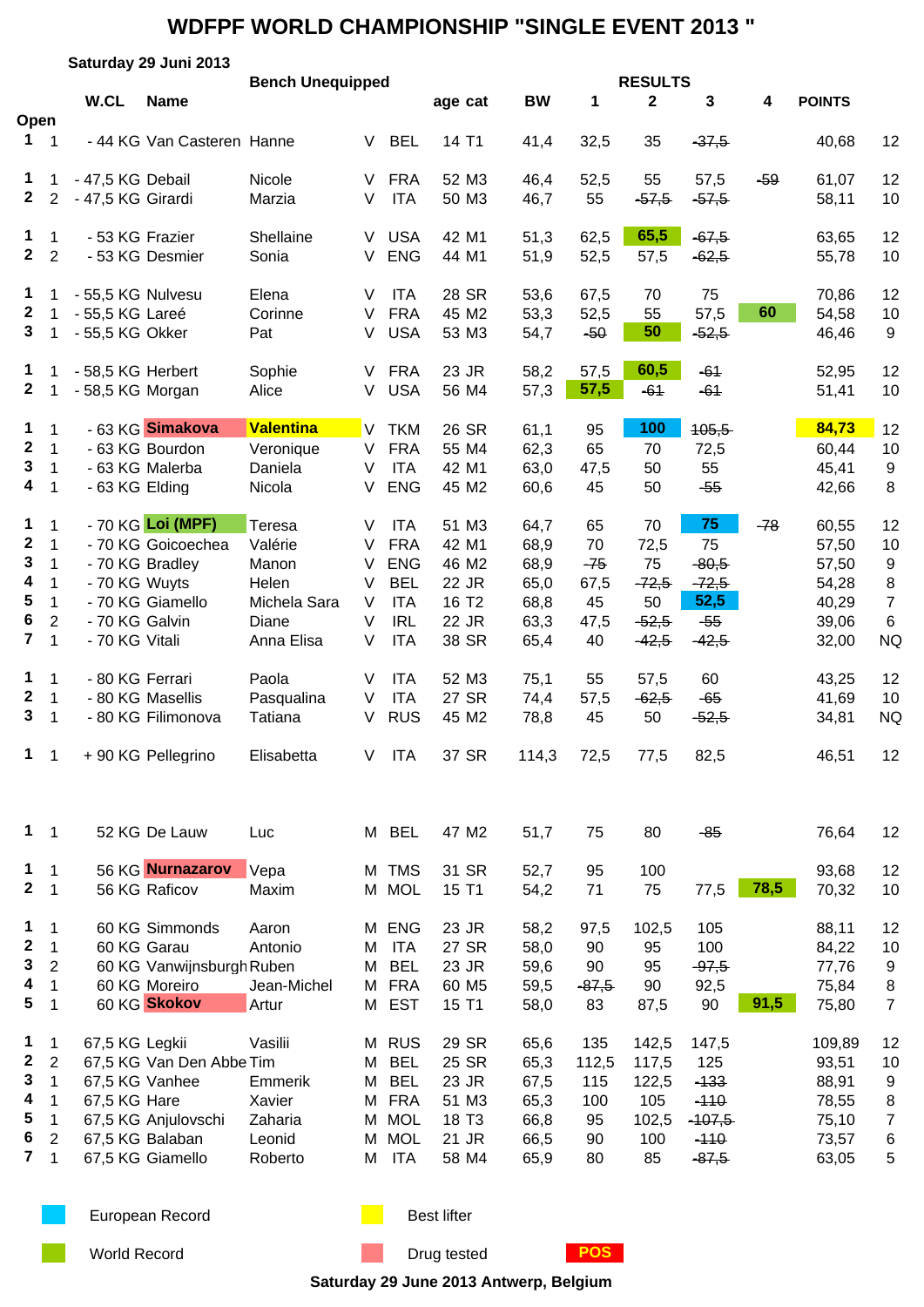# WDFPF WORLD CHAMPIONSHIP "SINGLE EVENT 2013 "

**Saturday 29 Juni 2013**

**Bench Unequipped**

| | | W.CL | Name | | | | age | cat | BW | 1 | 2 | 3 | 4 | POINTS | |
|---|---|---|---|---|---|---|---|---|---|---|---|---|---|---|---|
| **Open** | | | | | | | | | | | | | | | |
| 1 | 1 | - 44 KG | Van Casteren | Hanne | V | BEL | 14 | T1 | 41,4 | 32,5 | 35 | ~~37,5~~ | | 40,68 | 12 |
| 1 | 1 | - 47,5 KG | Debail | Nicole | V | FRA | 52 | M3 | 46,4 | 52,5 | 55 | 57,5 | ~~59~~ | 61,07 | 12 |
| 2 | 2 | - 47,5 KG | Girardi | Marzia | V | ITA | 50 | M3 | 46,7 | 55 | ~~57,5~~ | ~~57,5~~ | | 58,11 | 10 |
| 1 | 1 | - 53 KG | Frazier | Shellaine | V | USA | 42 | M1 | 51,3 | 62,5 | 65,5 | ~~67,5~~ | | 63,65 | 12 |
| 2 | 2 | - 53 KG | Desmier | Sonia | V | ENG | 44 | M1 | 51,9 | 52,5 | 57,5 | ~~62,5~~ | | 55,78 | 10 |
| 1 | 1 | - 55,5 KG | Nulvesu | Elena | V | ITA | 28 | SR | 53,6 | 67,5 | 70 | 75 | | 70,86 | 12 |
| 2 | 1 | - 55,5 KG | Lareé | Corinne | V | FRA | 45 | M2 | 53,3 | 52,5 | 55 | 57,5 | 60 | 54,58 | 10 |
| 3 | 1 | - 55,5 KG | Okker | Pat | V | USA | 53 | M3 | 54,7 | ~~50~~ | 50 | ~~52,5~~ | | 46,46 | 9 |
| 1 | 1 | - 58,5 KG | Herbert | Sophie | V | FRA | 23 | JR | 58,2 | 57,5 | 60,5 | ~~61~~ | | 52,95 | 12 |
| 2 | 1 | - 58,5 KG | Morgan | Alice | V | USA | 56 | M4 | 57,3 | 57,5 | ~~61~~ | ~~61~~ | | 51,41 | 10 |
| 1 | 1 | - 63 KG | Simakova | Valentina | V | TKM | 26 | SR | 61,1 | 95 | 100 | ~~105,5~~ | | 84,73 | 12 |
| 2 | 1 | - 63 KG | Bourdon | Veronique | V | FRA | 55 | M4 | 62,3 | 65 | 70 | 72,5 | | 60,44 | 10 |
| 3 | 1 | - 63 KG | Malerba | Daniela | V | ITA | 42 | M1 | 63,0 | 47,5 | 50 | 55 | | 45,41 | 9 |
| 4 | 1 | - 63 KG | Elding | Nicola | V | ENG | 45 | M2 | 60,6 | 45 | 50 | ~~55~~ | | 42,66 | 8 |
| 1 | 1 | - 70 KG | Loi (MPF) | Teresa | V | ITA | 51 | M3 | 64,7 | 65 | 70 | 75 | ~~78~~ | 60,55 | 12 |
| 2 | 1 | - 70 KG | Goicoechea | Valérie | V | FRA | 42 | M1 | 68,9 | 70 | 72,5 | 75 | | 57,50 | 10 |
| 3 | 1 | - 70 KG | Bradley | Manon | V | ENG | 46 | M2 | 68,9 | ~~75~~ | 75 | ~~80,5~~ | | 57,50 | 9 |
| 4 | 1 | - 70 KG | Wuyts | Helen | V | BEL | 22 | JR | 65,0 | 67,5 | ~~72,5~~ | ~~72,5~~ | | 54,28 | 8 |
| 5 | 1 | - 70 KG | Giamello | Michela Sara | V | ITA | 16 | T2 | 68,8 | 45 | 50 | 52,5 | | 40,29 | 7 |
| 6 | 2 | - 70 KG | Galvin | Diane | V | IRL | 22 | JR | 63,3 | 47,5 | ~~52,5~~ | ~~55~~ | | 39,06 | 6 |
| 7 | 1 | - 70 KG | Vitali | Anna Elisa | V | ITA | 38 | SR | 65,4 | 40 | ~~42,5~~ | ~~42,5~~ | | 32,00 | NQ |
| 1 | 1 | - 80 KG | Ferrari | Paola | V | ITA | 52 | M3 | 75,1 | 55 | 57,5 | 60 | | 43,25 | 12 |
| 2 | 1 | - 80 KG | Masellis | Pasqualina | V | ITA | 27 | SR | 74,4 | 57,5 | ~~62,5~~ | ~~65~~ | | 41,69 | 10 |
| 3 | 1 | - 80 KG | Filimonova | Tatiana | V | RUS | 45 | M2 | 78,8 | 45 | 50 | ~~52,5~~ | | 34,81 | NQ |
| 1 | 1 | + 90 KG | Pellegrino | Elisabetta | V | ITA | 37 | SR | 114,3 | 72,5 | 77,5 | 82,5 | | 46,51 | 12 |
| 1 | 1 | 52 KG | De Lauw | Luc | M | BEL | 47 | M2 | 51,7 | 75 | 80 | ~~85~~ | | 76,64 | 12 |
| 1 | 1 | 56 KG | Nurnazarov | Vepa | M | TMS | 31 | SR | 52,7 | 95 | 100 | | | 93,68 | 12 |
| 2 | 1 | 56 KG | Raficov | Maxim | M | MOL | 15 | T1 | 54,2 | 71 | 75 | 77,5 | 78,5 | 70,32 | 10 |
| 1 | 1 | 60 KG | Simmonds | Aaron | M | ENG | 23 | JR | 58,2 | 97,5 | 102,5 | 105 | | 88,11 | 12 |
| 2 | 1 | 60 KG | Garau | Antonio | M | ITA | 27 | SR | 58,0 | 90 | 95 | 100 | | 84,22 | 10 |
| 3 | 2 | 60 KG | Vanwijnsburgh | Ruben | M | BEL | 23 | JR | 59,6 | 90 | 95 | ~~97,5~~ | | 77,76 | 9 |
| 4 | 1 | 60 KG | Moreiro | Jean-Michel | M | FRA | 60 | M5 | 59,5 | ~~87,5~~ | 90 | 92,5 | | 75,84 | 8 |
| 5 | 1 | 60 KG | Skokov | Artur | M | EST | 15 | T1 | 58,0 | 83 | 87,5 | 90 | 91,5 | 75,80 | 7 |
| 1 | 1 | 67,5 KG | Legkii | Vasilii | M | RUS | 29 | SR | 65,6 | 135 | 142,5 | 147,5 | | 109,89 | 12 |
| 2 | 2 | 67,5 KG | Van Den Abbe | Tim | M | BEL | 25 | SR | 65,3 | 112,5 | 117,5 | 125 | | 93,51 | 10 |
| 3 | 1 | 67,5 KG | Vanhee | Emmerik | M | BEL | 23 | JR | 67,5 | 115 | 122,5 | ~~133~~ | | 88,91 | 9 |
| 4 | 1 | 67,5 KG | Hare | Xavier | M | FRA | 51 | M3 | 65,3 | 100 | 105 | ~~110~~ | | 78,55 | 8 |
| 5 | 1 | 67,5 KG | Anjulovschi | Zaharia | M | MOL | 18 | T3 | 66,8 | 95 | 102,5 | ~~107,5~~ | | 75,10 | 7 |
| 6 | 2 | 67,5 KG | Balaban | Leonid | M | MOL | 21 | JR | 66,5 | 90 | 100 | ~~110~~ | | 73,57 | 6 |
| 7 | 1 | 67,5 KG | Giamello | Roberto | M | ITA | 58 | M4 | 65,9 | 80 | 85 | ~~87,5~~ | | 63,05 | 5 |

European Record | Best lifter

World Record | Drug tested | POS

**Saturday 29 June 2013 Antwerp, Belgium**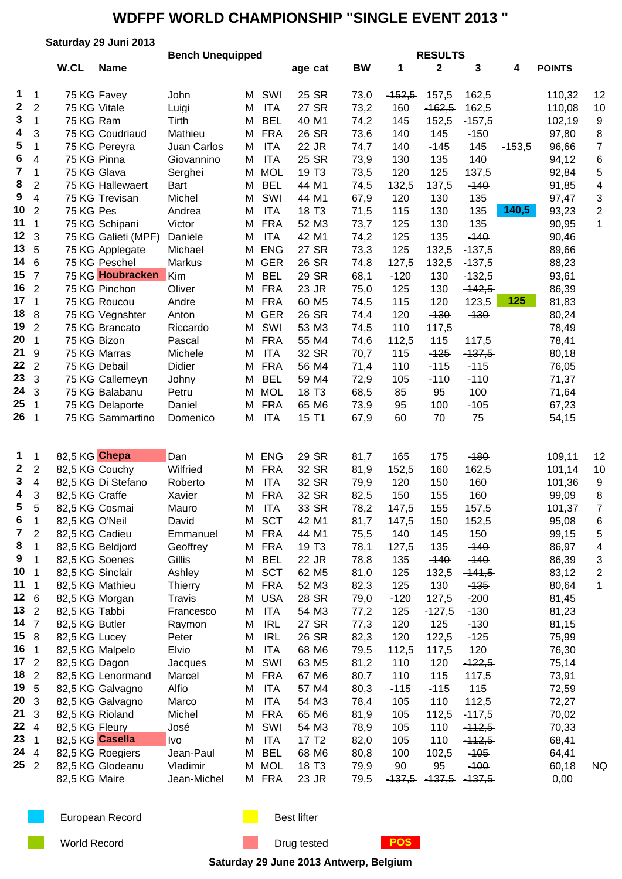# WDFPF WORLD CHAMPIONSHIP "SINGLE EVENT 2013 "

**Saturday 29 Juni 2013**

**Bench Unequipped**

| | | W.CL | Name | | | | age | cat | BW | 1 | 2 | 3 | 4 | POINTS | |
|---|---|---|---|---|---|---|---|---|---|---|---|---|---|---|---|
| 1 | 1 | 75 KG | Favey | John | M | SWI | 25 | SR | 73,0 | ~~152,5~~ | 157,5 | 162,5 | | 110,32 | 12 |
| 2 | 2 | 75 KG | Vitale | Luigi | M | ITA | 27 | SR | 73,2 | 160 | ~~162,5~~ | 162,5 | | 110,08 | 10 |
| 3 | 1 | 75 KG | Ram | Tirth | M | BEL | 40 | M1 | 74,2 | 145 | 152,5 | ~~157,5~~ | | 102,19 | 9 |
| 4 | 3 | 75 KG | Coudriaud | Mathieu | M | FRA | 26 | SR | 73,6 | 140 | 145 | ~~150~~ | | 97,80 | 8 |
| 5 | 1 | 75 KG | Pereyra | Juan Carlos | M | ITA | 22 | JR | 74,7 | 140 | ~~145~~ | 145 | ~~153,5~~ | 96,66 | 7 |
| 6 | 4 | 75 KG | Pinna | Giovannino | M | ITA | 25 | SR | 73,9 | 130 | 135 | 140 | | 94,12 | 6 |
| 7 | 1 | 75 KG | Glava | Serghei | M | MOL | 19 | T3 | 73,5 | 120 | 125 | 137,5 | | 92,84 | 5 |
| 8 | 2 | 75 KG | Hallewaert | Bart | M | BEL | 44 | M1 | 74,5 | 132,5 | 137,5 | ~~140~~ | | 91,85 | 4 |
| 9 | 4 | 75 KG | Trevisan | Michel | M | SWI | 44 | M1 | 67,9 | 120 | 130 | 135 | | 97,47 | 3 |
| 10 | 2 | 75 KG | Pes | Andrea | M | ITA | 18 | T3 | 71,5 | 115 | 130 | 135 | 140,5 (European Record) | 93,23 | 2 |
| 11 | 1 | 75 KG | Schipani | Victor | M | FRA | 52 | M3 | 73,7 | 125 | 130 | 135 | | 90,95 | 1 |
| 12 | 3 | 75 KG | Galieti (MPF) | Daniele | M | ITA | 42 | M1 | 74,2 | 125 | 135 | ~~140~~ | | 90,46 | |
| 13 | 5 | 75 KG | Applegate | Michael | M | ENG | 27 | SR | 73,3 | 125 | 132,5 | ~~137,5~~ | | 89,66 | |
| 14 | 6 | 75 KG | Peschel | Markus | M | GER | 26 | SR | 74,8 | 127,5 | 132,5 | ~~137,5~~ | | 88,23 | |
| 15 | 7 | 75 KG | **Houbracken** (Drug tested) | Kim | M | BEL | 29 | SR | 68,1 | ~~120~~ | 130 | ~~132,5~~ | | 93,61 | |
| 16 | 2 | 75 KG | Pinchon | Oliver | M | FRA | 23 | JR | 75,0 | 125 | 130 | ~~142,5~~ | | 86,39 | |
| 17 | 1 | 75 KG | Roucou | Andre | M | FRA | 60 | M5 | 74,5 | 115 | 120 | 123,5 | 125 (World Record) | 81,83 | |
| 18 | 8 | 75 KG | Vegnshter | Anton | M | GER | 26 | SR | 74,4 | 120 | ~~130~~ | ~~130~~ | | 80,24 | |
| 19 | 2 | 75 KG | Brancato | Riccardo | M | SWI | 53 | M3 | 74,5 | 110 | 117,5 | | | 78,49 | |
| 20 | 1 | 75 KG | Bizon | Pascal | M | FRA | 55 | M4 | 74,6 | 112,5 | 115 | 117,5 | | 78,41 | |
| 21 | 9 | 75 KG | Marras | Michele | M | ITA | 32 | SR | 70,7 | 115 | ~~125~~ | ~~137,5~~ | | 80,18 | |
| 22 | 2 | 75 KG | Debail | Didier | M | FRA | 56 | M4 | 71,4 | 110 | ~~115~~ | ~~115~~ | | 76,05 | |
| 23 | 3 | 75 KG | Callemeyn | Johny | M | BEL | 59 | M4 | 72,9 | 105 | ~~110~~ | ~~110~~ | | 71,37 | |
| 24 | 3 | 75 KG | Balabanu | Petru | M | MOL | 18 | T3 | 68,5 | 85 | 95 | 100 | | 71,64 | |
| 25 | 1 | 75 KG | Delaporte | Daniel | M | FRA | 65 | M6 | 73,9 | 95 | 100 | ~~105~~ | | 67,23 | |
| 26 | 1 | 75 KG | Sammartino | Domenico | M | ITA | 15 | T1 | 67,9 | 60 | 70 | 75 | | 54,15 | |
| | | | | | | | | | | | | | | | |
| 1 | 1 | 82,5 KG | **Chepa** (Drug tested) | Dan | M | ENG | 29 | SR | 81,7 | 165 | 175 | ~~180~~ | | 109,11 | 12 |
| 2 | 2 | 82,5 KG | Couchy | Wilfried | M | FRA | 32 | SR | 81,9 | 152,5 | 160 | 162,5 | | 101,14 | 10 |
| 3 | 4 | 82,5 KG | Di Stefano | Roberto | M | ITA | 32 | SR | 79,9 | 120 | 150 | 160 | | 101,36 | 9 |
| 4 | 3 | 82,5 KG | Craffe | Xavier | M | FRA | 32 | SR | 82,5 | 150 | 155 | 160 | | 99,09 | 8 |
| 5 | 5 | 82,5 KG | Cosmai | Mauro | M | ITA | 33 | SR | 78,2 | 147,5 | 155 | 157,5 | | 101,37 | 7 |
| 6 | 1 | 82,5 KG | O'Neil | David | M | SCT | 42 | M1 | 81,7 | 147,5 | 150 | 152,5 | | 95,08 | 6 |
| 7 | 2 | 82,5 KG | Cadieu | Emmanuel | M | FRA | 44 | M1 | 75,5 | 140 | 145 | 150 | | 99,15 | 5 |
| 8 | 1 | 82,5 KG | Beldjord | Geoffrey | M | FRA | 19 | T3 | 78,1 | 127,5 | 135 | ~~140~~ | | 86,97 | 4 |
| 9 | 1 | 82,5 KG | Soenes | Gillis | M | BEL | 22 | JR | 78,8 | 135 | ~~140~~ | ~~140~~ | | 86,39 | 3 |
| 10 | 1 | 82,5 KG | Sinclair | Ashley | M | SCT | 62 | M5 | 81,0 | 125 | 132,5 | ~~141,5~~ | | 83,12 | 2 |
| 11 | 1 | 82,5 KG | Mathieu | Thierry | M | FRA | 52 | M3 | 82,3 | 125 | 130 | ~~135~~ | | 80,64 | 1 |
| 12 | 6 | 82,5 KG | Morgan | Travis | M | USA | 28 | SR | 79,0 | ~~120~~ | 127,5 | ~~200~~ | | 81,45 | |
| 13 | 2 | 82,5 KG | Tabbi | Francesco | M | ITA | 54 | M3 | 77,2 | 125 | ~~127,5~~ | ~~130~~ | | 81,23 | |
| 14 | 7 | 82,5 KG | Butler | Raymon | M | IRL | 27 | SR | 77,3 | 120 | 125 | ~~130~~ | | 81,15 | |
| 15 | 8 | 82,5 KG | Lucey | Peter | M | IRL | 26 | SR | 82,3 | 120 | 122,5 | ~~125~~ | | 75,99 | |
| 16 | 1 | 82,5 KG | Malpelo | Elvio | M | ITA | 68 | M6 | 79,5 | 112,5 | 117,5 | 120 | | 76,30 | |
| 17 | 2 | 82,5 KG | Dagon | Jacques | M | SWI | 63 | M5 | 81,2 | 110 | 120 | ~~122,5~~ | | 75,14 | |
| 18 | 2 | 82,5 KG | Lenormand | Marcel | M | FRA | 67 | M6 | 80,7 | 110 | 115 | 117,5 | | 73,91 | |
| 19 | 5 | 82,5 KG | Galvagno | Alfio | M | ITA | 57 | M4 | 80,3 | ~~115~~ | ~~115~~ | 115 | | 72,59 | |
| 20 | 3 | 82,5 KG | Galvagno | Marco | M | ITA | 54 | M3 | 78,4 | 105 | 110 | 112,5 | | 72,27 | |
| 21 | 3 | 82,5 KG | Rioland | Michel | M | FRA | 65 | M6 | 81,9 | 105 | 112,5 | ~~117,5~~ | | 70,02 | |
| 22 | 4 | 82,5 KG | Fleury | José | M | SWI | 78,9 | | 78,9 | 105 | 110 | ~~112,5~~ | | 70,33 | |
| 23 | 1 | 82,5 KG | **Casella** (Drug tested) | Ivo | M | ITA | 17 | T2 | 82,0 | 105 | 110 | ~~112,5~~ | | 68,41 | |
| 24 | 4 | 82,5 KG | Roegiers | Jean-Paul | M | BEL | 68 | M6 | 80,8 | 100 | 102,5 | ~~105~~ | | 64,41 | |
| 25 | 2 | 82,5 KG | Glodeanu | Vladimir | M | MOL | 18 | T3 | 79,9 | 90 | 95 | ~~100~~ | | 60,18 | NQ |
| | | 82,5 KG | Maire | Jean-Michel | M | FRA | 23 | JR | 79,5 | ~~137,5~~ | ~~137,5~~ | ~~137,5~~ | | 0,00 | |

Legend: European Record — World Record — Best lifter — Drug tested — POS

**Saturday 29 June 2013 Antwerp, Belgium**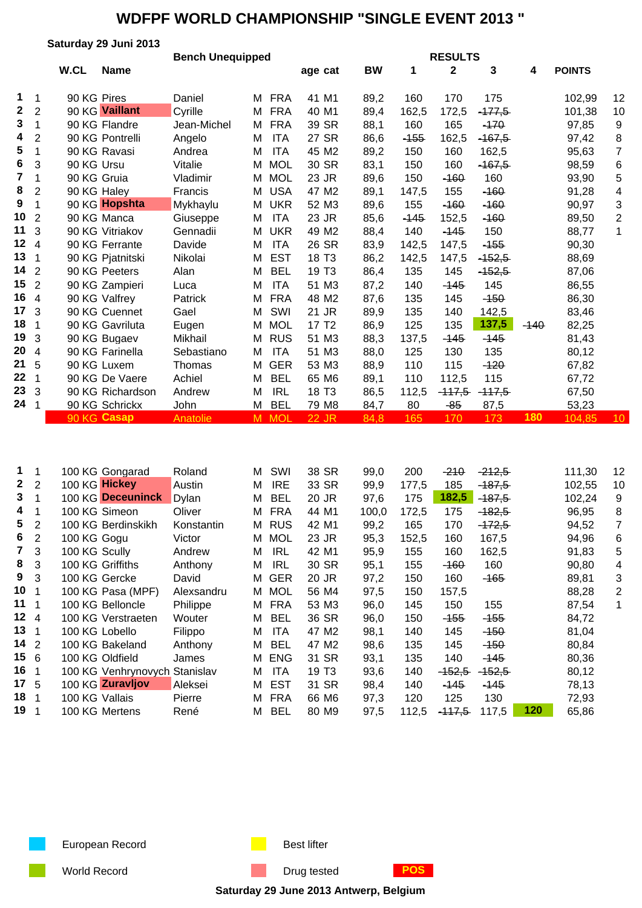# WDFPF WORLD CHAMPIONSHIP "SINGLE EVENT 2013 "

**Saturday 29 Juni 2013**

**Bench Unequipped**

| | | W.CL | Name | | | | age | cat | BW | 1 | 2 | 3 | 4 | POINTS | |
|---|---|---|---|---|---|---|---|---|---|---|---|---|---|---|---|
| 1 | 1 | 90 KG | Pires | Daniel | M | FRA | 41 | M1 | 89,2 | 160 | 170 | 175 | | 102,99 | 12 |
| 2 | 2 | 90 KG | Vaillant | Cyrille | M | FRA | 40 | M1 | 89,4 | 162,5 | 172,5 | ~~177,5~~ | | 101,38 | 10 |
| 3 | 1 | 90 KG | Flandre | Jean-Michel | M | FRA | 39 | SR | 88,1 | 160 | 165 | ~~170~~ | | 97,85 | 9 |
| 4 | 2 | 90 KG | Pontrelli | Angelo | M | ITA | 27 | SR | 86,6 | ~~155~~ | 162,5 | ~~167,5~~ | | 97,42 | 8 |
| 5 | 1 | 90 KG | Ravasi | Andrea | M | ITA | 45 | M2 | 89,2 | 150 | 160 | 162,5 | | 95,63 | 7 |
| 6 | 3 | 90 KG | Ursu | Vitalie | M | MOL | 30 | SR | 83,1 | 150 | 160 | ~~167,5~~ | | 98,59 | 6 |
| 7 | 1 | 90 KG | Gruia | Vladimir | M | MOL | 23 | JR | 89,6 | 150 | ~~160~~ | 160 | | 93,90 | 5 |
| 8 | 2 | 90 KG | Haley | Francis | M | USA | 47 | M2 | 89,1 | 147,5 | 155 | ~~160~~ | | 91,28 | 4 |
| 9 | 1 | 90 KG | Hopshta | Mykhaylu | M | UKR | 52 | M3 | 89,6 | 155 | ~~160~~ | ~~160~~ | | 90,97 | 3 |
| 10 | 2 | 90 KG | Manca | Giuseppe | M | ITA | 23 | JR | 85,6 | ~~145~~ | 152,5 | ~~160~~ | | 89,50 | 2 |
| 11 | 3 | 90 KG | Vitriakov | Gennadii | M | UKR | 49 | M2 | 88,4 | 140 | ~~145~~ | 150 | | 88,77 | 1 |
| 12 | 4 | 90 KG | Ferrante | Davide | M | ITA | 26 | SR | 83,9 | 142,5 | 147,5 | ~~155~~ | | 90,30 | |
| 13 | 1 | 90 KG | Pjatnitski | Nikolai | M | EST | 18 | T3 | 86,2 | 142,5 | 147,5 | ~~152,5~~ | | 88,69 | |
| 14 | 2 | 90 KG | Peeters | Alan | M | BEL | 19 | T3 | 86,4 | 135 | 145 | ~~152,5~~ | | 87,06 | |
| 15 | 2 | 90 KG | Zampieri | Luca | M | ITA | 51 | M3 | 87,2 | 140 | ~~145~~ | 145 | | 86,55 | |
| 16 | 4 | 90 KG | Valfrey | Patrick | M | FRA | 48 | M2 | 87,6 | 135 | 145 | ~~150~~ | | 86,30 | |
| 17 | 3 | 90 KG | Cuennet | Gael | M | SWI | 21 | JR | 89,9 | 135 | 140 | 142,5 | | 83,46 | |
| 18 | 1 | 90 KG | Gavriluta | Eugen | M | MOL | 17 | T2 | 86,9 | 125 | 135 | 137,5 | ~~140~~ | 82,25 | |
| 19 | 3 | 90 KG | Bugaev | Mikhail | M | RUS | 51 | M3 | 88,3 | 137,5 | ~~145~~ | ~~145~~ | | 81,43 | |
| 20 | 4 | 90 KG | Farinella | Sebastiano | M | ITA | 51 | M3 | 88,0 | 125 | 130 | 135 | | 80,12 | |
| 21 | 5 | 90 KG | Luxem | Thomas | M | GER | 53 | M3 | 88,9 | 110 | 115 | ~~120~~ | | 67,82 | |
| 22 | 1 | 90 KG | De Vaere | Achiel | M | BEL | 65 | M6 | 89,1 | 110 | 112,5 | 115 | | 67,72 | |
| 23 | 3 | 90 KG | Richardson | Andrew | M | IRL | 18 | T3 | 86,5 | 112,5 | ~~117,5~~ | ~~117,5~~ | | 67,50 | |
| 24 | 1 | 90 KG | Schrickx | John | M | BEL | 79 | M8 | 84,7 | 80 | ~~85~~ | 87,5 | | 53,23 | |
| | | 90 KG | Casap | Anatolie | M | MOL | 22 | JR | 84,8 | 165 | 170 | 173 | 180 | 104,85 | 10 |

| | | W.CL | Name | | | | age | cat | BW | 1 | 2 | 3 | 4 | POINTS | |
|---|---|---|---|---|---|---|---|---|---|---|---|---|---|---|---|
| 1 | 1 | 100 KG | Gongarad | Roland | M | SWI | 38 | SR | 99,0 | 200 | ~~210~~ | ~~212,5~~ | | 111,30 | 12 |
| 2 | 2 | 100 KG | Hickey | Austin | M | IRE | 33 | SR | 99,9 | 177,5 | 185 | ~~187,5~~ | | 102,55 | 10 |
| 3 | 1 | 100 KG | Deceuninck | Dylan | M | BEL | 20 | JR | 97,6 | 175 | 182,5 | ~~187,5~~ | | 102,24 | 9 |
| 4 | 1 | 100 KG | Simeon | Oliver | M | FRA | 44 | M1 | 100,0 | 172,5 | 175 | ~~182,5~~ | | 96,95 | 8 |
| 5 | 2 | 100 KG | Berdinskikh | Konstantin | M | RUS | 42 | M1 | 99,2 | 165 | 170 | ~~172,5~~ | | 94,52 | 7 |
| 6 | 2 | 100 KG | Gogu | Victor | M | MOL | 23 | JR | 95,3 | 152,5 | 160 | 167,5 | | 94,96 | 6 |
| 7 | 3 | 100 KG | Scully | Andrew | M | IRL | 42 | M1 | 95,9 | 155 | 160 | 162,5 | | 91,83 | 5 |
| 8 | 3 | 100 KG | Griffiths | Anthony | M | IRL | 30 | SR | 95,1 | 155 | ~~160~~ | 160 | | 90,80 | 4 |
| 9 | 3 | 100 KG | Gercke | David | M | GER | 20 | JR | 97,2 | 150 | 160 | ~~165~~ | | 89,81 | 3 |
| 10 | 1 | 100 KG | Pasa (MPF) | Alexsandru | M | MOL | 56 | M4 | 97,5 | 150 | 157,5 | | | 88,28 | 2 |
| 11 | 1 | 100 KG | Belloncle | Philippe | M | FRA | 53 | M3 | 96,0 | 145 | 150 | 155 | | 87,54 | 1 |
| 12 | 4 | 100 KG | Verstraeten | Wouter | M | BEL | 36 | SR | 96,0 | 150 | ~~155~~ | ~~155~~ | | 84,72 | |
| 13 | 1 | 100 KG | Lobello | Filippo | M | ITA | 47 | M2 | 98,1 | 140 | 145 | ~~150~~ | | 81,04 | |
| 14 | 2 | 100 KG | Bakeland | Anthony | M | BEL | 47 | M2 | 98,6 | 135 | 145 | ~~150~~ | | 80,84 | |
| 15 | 6 | 100 KG | Oldfield | James | M | ENG | 31 | SR | 93,1 | 135 | 140 | ~~145~~ | | 80,36 | |
| 16 | 1 | 100 KG | Venhrynovych | Stanislav | M | ITA | 19 | T3 | 93,6 | 140 | ~~152,5~~ | ~~152,5~~ | | 80,12 | |
| 17 | 5 | 100 KG | Zuravljov | Aleksei | M | EST | 31 | SR | 98,4 | 140 | ~~145~~ | ~~145~~ | | 78,13 | |
| 18 | 1 | 100 KG | Vallais | Pierre | M | FRA | 66 | M6 | 97,3 | 120 | 125 | 130 | | 72,93 | |
| 19 | 1 | 100 KG | Mertens | René | M | BEL | 80 | M9 | 97,5 | 112,5 | ~~117,5~~ | 117,5 | 120 | 65,86 | |

European Record | Best lifter | World Record | Drug tested | POS

**Saturday 29 June 2013 Antwerp, Belgium**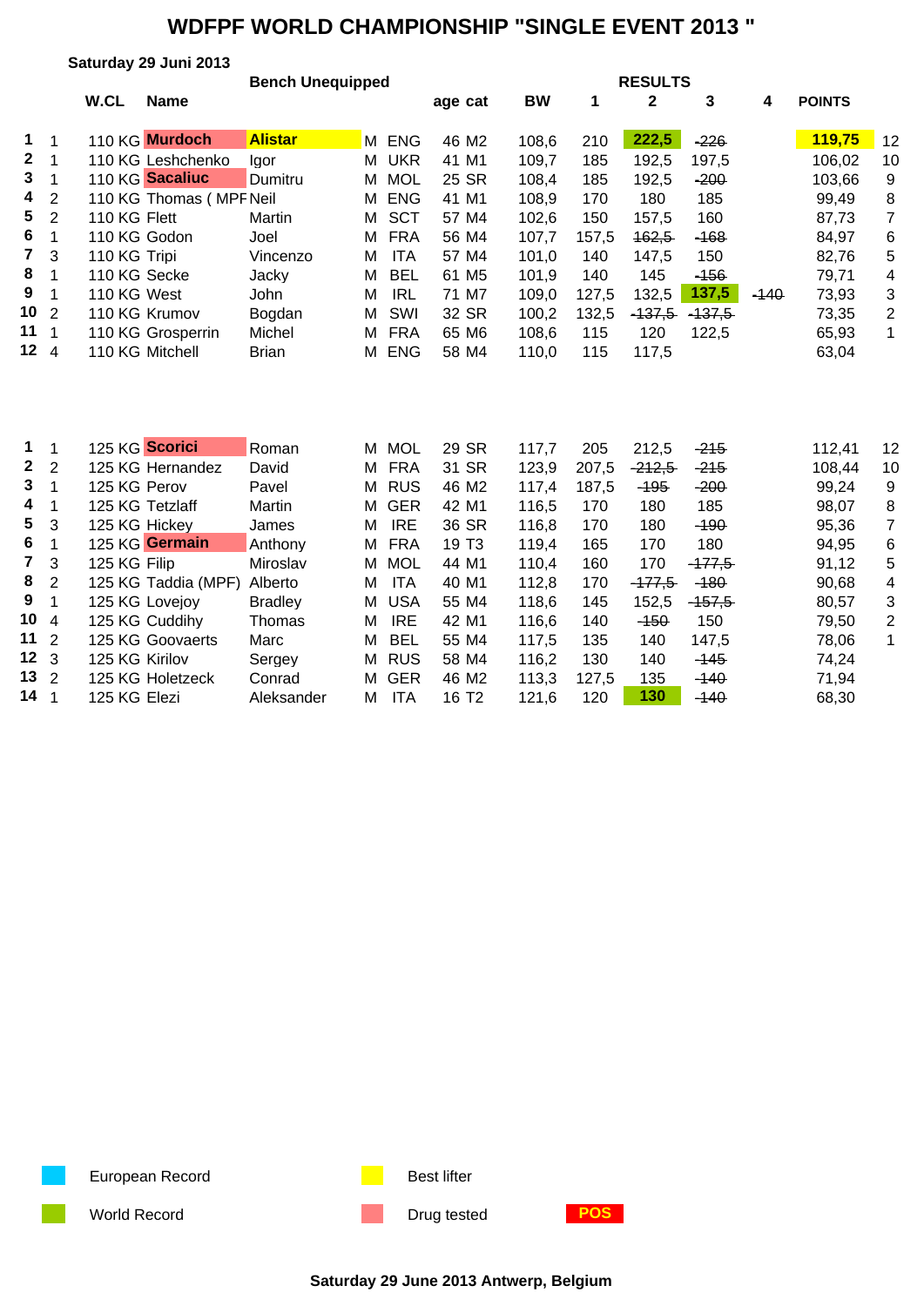# WDFPF WORLD CHAMPIONSHIP "SINGLE EVENT 2013 "

**Saturday 29 Juni 2013**

**Bench Unequipped**

| | | W.CL | Name | | | | age | cat | BW | 1 | 2 | 3 | 4 | POINTS | |
|---|---|---|---|---|---|---|---|---|---|---|---|---|---|---|---|
| 1 | 1 | 110 KG | **Murdoch** | **Alistar** | M | ENG | 46 | M2 | 108,6 | 210 | **222,5** | ~~226~~ | | **119,75** | 12 |
| 2 | 1 | 110 KG | Leshchenko | Igor | M | UKR | 41 | M1 | 109,7 | 185 | 192,5 | 197,5 | | 106,02 | 10 |
| 3 | 1 | 110 KG | **Sacaliuc** | Dumitru | M | MOL | 25 | SR | 108,4 | 185 | 192,5 | ~~200~~ | | 103,66 | 9 |
| 4 | 2 | 110 KG | Thomas ( MPF | Neil | M | ENG | 41 | M1 | 108,9 | 170 | 180 | 185 | | 99,49 | 8 |
| 5 | 2 | 110 KG | Flett | Martin | M | SCT | 57 | M4 | 102,6 | 150 | 157,5 | 160 | | 87,73 | 7 |
| 6 | 1 | 110 KG | Godon | Joel | M | FRA | 56 | M4 | 107,7 | 157,5 | ~~162,5~~ | ~~168~~ | | 84,97 | 6 |
| 7 | 3 | 110 KG | Tripi | Vincenzo | M | ITA | 57 | M4 | 101,0 | 140 | 147,5 | 150 | | 82,76 | 5 |
| 8 | 1 | 110 KG | Secke | Jacky | M | BEL | 61 | M5 | 101,9 | 140 | 145 | ~~156~~ | | 79,71 | 4 |
| 9 | 1 | 110 KG | West | John | M | IRL | 71 | M7 | 109,0 | 127,5 | 132,5 | **137,5** | ~~140~~ | 73,93 | 3 |
| 10 | 2 | 110 KG | Krumov | Bogdan | M | SWI | 32 | SR | 100,2 | 132,5 | ~~137,5~~ | ~~137,5~~ | | 73,35 | 2 |
| 11 | 1 | 110 KG | Grosperrin | Michel | M | FRA | 65 | M6 | 108,6 | 115 | 120 | 122,5 | | 65,93 | 1 |
| 12 | 4 | 110 KG | Mitchell | Brian | M | ENG | 58 | M4 | 110,0 | 115 | 117,5 | | | 63,04 | |

| | | W.CL | Name | | | | age | cat | BW | 1 | 2 | 3 | 4 | POINTS | |
|---|---|---|---|---|---|---|---|---|---|---|---|---|---|---|---|
| 1 | 1 | 125 KG | **Scorici** | Roman | M | MOL | 29 | SR | 117,7 | 205 | 212,5 | ~~215~~ | | 112,41 | 12 |
| 2 | 2 | 125 KG | Hernandez | David | M | FRA | 31 | SR | 123,9 | 207,5 | ~~212,5~~ | ~~215~~ | | 108,44 | 10 |
| 3 | 1 | 125 KG | Perov | Pavel | M | RUS | 46 | M2 | 117,4 | 187,5 | ~~195~~ | ~~200~~ | | 99,24 | 9 |
| 4 | 1 | 125 KG | Tetzlaff | Martin | M | GER | 42 | M1 | 116,5 | 170 | 180 | 185 | | 98,07 | 8 |
| 5 | 3 | 125 KG | Hickey | James | M | IRE | 36 | SR | 116,8 | 170 | 180 | ~~190~~ | | 95,36 | 7 |
| 6 | 1 | 125 KG | **Germain** | Anthony | M | FRA | 19 | T3 | 119,4 | 165 | 170 | 180 | | 94,95 | 6 |
| 7 | 3 | 125 KG | Filip | Miroslav | M | MOL | 44 | M1 | 110,4 | 160 | 170 | ~~177,5~~ | | 91,12 | 5 |
| 8 | 2 | 125 KG | Taddia (MPF) | Alberto | M | ITA | 40 | M1 | 112,8 | 170 | ~~177,5~~ | ~~180~~ | | 90,68 | 4 |
| 9 | 1 | 125 KG | Lovejoy | Bradley | M | USA | 55 | M4 | 118,6 | 145 | 152,5 | ~~157,5~~ | | 80,57 | 3 |
| 10 | 4 | 125 KG | Cuddihy | Thomas | M | IRE | 42 | M1 | 116,6 | 140 | ~~150~~ | 150 | | 79,50 | 2 |
| 11 | 2 | 125 KG | Goovaerts | Marc | M | BEL | 55 | M4 | 117,5 | 135 | 140 | 147,5 | | 78,06 | 1 |
| 12 | 3 | 125 KG | Kirilov | Sergey | M | RUS | 58 | M4 | 116,2 | 130 | 140 | ~~145~~ | | 74,24 | |
| 13 | 2 | 125 KG | Holetzeck | Conrad | M | GER | 46 | M2 | 113,3 | 127,5 | 135 | ~~140~~ | | 71,94 | |
| 14 | 1 | 125 KG | Elezi | Aleksander | M | ITA | 16 | T2 | 121,6 | 120 | **130** | ~~140~~ | | 68,30 | |

European Record | Best lifter

World Record | Drug tested | **POS**

**Saturday 29 June 2013 Antwerp, Belgium**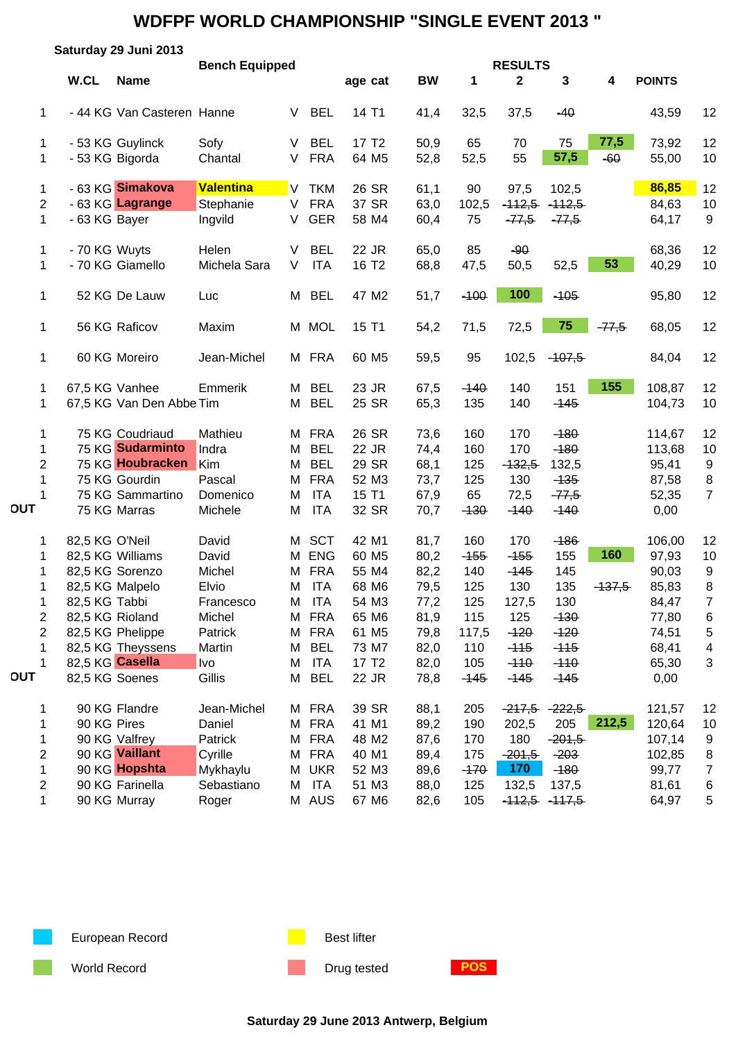# WDFPF WORLD CHAMPIONSHIP "SINGLE EVENT 2013 "

**Saturday 29 Juni 2013**

**Bench Equipped**

| | W.CL | Name | | | | age | cat | BW | 1 | 2 | 3 | 4 | POINTS | |
|---|---|---|---|---|---|---|---|---|---|---|---|---|---|---|
| 1 | - 44 KG | Van Casteren | Hanne | V | BEL | 14 | T1 | 41,4 | 32,5 | 37,5 | ~~40~~ | | 43,59 | 12 |
| 1 | - 53 KG | Guylinck | Sofy | V | BEL | 17 | T2 | 50,9 | 65 | 70 | 75 | 77,5 | 73,92 | 12 |
| 1 | - 53 KG | Bigorda | Chantal | V | FRA | 64 | M5 | 52,8 | 52,5 | 55 | 57,5 | ~~60~~ | 55,00 | 10 |
| 1 | - 63 KG | Simakova | Valentina | V | TKM | 26 | SR | 61,1 | 90 | 97,5 | 102,5 | | 86,85 | 12 |
| 2 | - 63 KG | Lagrange | Stephanie | V | FRA | 37 | SR | 63,0 | 102,5 | ~~112,5~~ | ~~112,5~~ | | 84,63 | 10 |
| 1 | - 63 KG | Bayer | Ingvild | V | GER | 58 | M4 | 60,4 | 75 | ~~77,5~~ | ~~77,5~~ | | 64,17 | 9 |
| 1 | - 70 KG | Wuyts | Helen | V | BEL | 22 | JR | 65,0 | 85 | ~~90~~ | | | 68,36 | 12 |
| 1 | - 70 KG | Giamello | Michela Sara | V | ITA | 16 | T2 | 68,8 | 47,5 | 50,5 | 52,5 | 53 | 40,29 | 10 |
| 1 | 52 KG | De Lauw | Luc | M | BEL | 47 | M2 | 51,7 | ~~100~~ | 100 | ~~105~~ | | 95,80 | 12 |
| 1 | 56 KG | Raficov | Maxim | M | MOL | 15 | T1 | 54,2 | 71,5 | 72,5 | 75 | ~~77,5~~ | 68,05 | 12 |
| 1 | 60 KG | Moreiro | Jean-Michel | M | FRA | 60 | M5 | 59,5 | 95 | 102,5 | ~~107,5~~ | | 84,04 | 12 |
| 1 | 67,5 KG | Vanhee | Emmerik | M | BEL | 23 | JR | 67,5 | ~~140~~ | 140 | 151 | 155 | 108,87 | 12 |
| 1 | 67,5 KG | Van Den Abbe | Tim | M | BEL | 25 | SR | 65,3 | 135 | 140 | ~~145~~ | | 104,73 | 10 |
| 1 | 75 KG | Coudriaud | Mathieu | M | FRA | 26 | SR | 73,6 | 160 | 170 | ~~180~~ | | 114,67 | 12 |
| 1 | 75 KG | Sudarminto | Indra | M | BEL | 22 | JR | 74,4 | 160 | 170 | ~~180~~ | | 113,68 | 10 |
| 2 | 75 KG | Houbracken | Kim | M | BEL | 29 | SR | 68,1 | 125 | ~~132,5~~ | 132,5 | | 95,41 | 9 |
| 1 | 75 KG | Gourdin | Pascal | M | FRA | 52 | M3 | 73,7 | 125 | 130 | ~~135~~ | | 87,58 | 8 |
| 1 | 75 KG | Sammartino | Domenico | M | ITA | 15 | T1 | 67,9 | 65 | 72,5 | ~~77,5~~ | | 52,35 | 7 |
| OUT | 75 KG | Marras | Michele | M | ITA | 32 | SR | 70,7 | ~~130~~ | ~~140~~ | ~~140~~ | | 0,00 | |
| 1 | 82,5 KG | O'Neil | David | M | SCT | 42 | M1 | 81,7 | 160 | 170 | ~~186~~ | | 106,00 | 12 |
| 1 | 82,5 KG | Williams | David | M | ENG | 60 | M5 | 80,2 | ~~155~~ | ~~155~~ | 155 | 160 | 97,93 | 10 |
| 1 | 82,5 KG | Sorenzo | Michel | M | FRA | 55 | M4 | 82,2 | 140 | ~~145~~ | 145 | | 90,03 | 9 |
| 1 | 82,5 KG | Malpelo | Elvio | M | ITA | 68 | M6 | 79,5 | 125 | 130 | 135 | ~~137,5~~ | 85,83 | 8 |
| 1 | 82,5 KG | Tabbi | Francesco | M | ITA | 54 | M3 | 77,2 | 125 | 127,5 | 130 | | 84,47 | 7 |
| 2 | 82,5 KG | Rioland | Michel | M | FRA | 65 | M6 | 81,9 | 115 | 125 | ~~130~~ | | 77,80 | 6 |
| 2 | 82,5 KG | Phelippe | Patrick | M | FRA | 61 | M5 | 79,8 | 117,5 | ~~120~~ | ~~120~~ | | 74,51 | 5 |
| 1 | 82,5 KG | Theyssens | Martin | M | BEL | 73 | M7 | 82,0 | 110 | ~~115~~ | ~~115~~ | | 68,41 | 4 |
| 1 | 82,5 KG | Casella | Ivo | M | ITA | 17 | T2 | 82,0 | 105 | ~~110~~ | ~~110~~ | | 65,30 | 3 |
| OUT | 82,5 KG | Soenes | Gillis | M | BEL | 22 | JR | 78,8 | ~~145~~ | ~~145~~ | ~~145~~ | | 0,00 | |
| 1 | 90 KG | Flandre | Jean-Michel | M | FRA | 39 | SR | 88,1 | 205 | ~~217,5~~ | ~~222,5~~ | | 121,57 | 12 |
| 1 | 90 KG | Pires | Daniel | M | FRA | 41 | M1 | 89,2 | 190 | 202,5 | 205 | 212,5 | 120,64 | 10 |
| 1 | 90 KG | Valfrey | Patrick | M | FRA | 48 | M2 | 87,6 | 170 | 180 | ~~201,5~~ | | 107,14 | 9 |
| 2 | 90 KG | Vaillant | Cyrille | M | FRA | 40 | M1 | 89,4 | 175 | ~~201,5~~ | ~~203~~ | | 102,85 | 8 |
| 1 | 90 KG | Hopshta | Mykhaylu | M | UKR | 52 | M3 | 89,6 | ~~170~~ | 170 | ~~180~~ | | 99,77 | 7 |
| 2 | 90 KG | Farinella | Sebastiano | M | ITA | 51 | M3 | 88,0 | 125 | 132,5 | 137,5 | | 81,61 | 6 |
| 1 | 90 KG | Murray | Roger | M | AUS | 67 | M6 | 82,6 | 105 | ~~112,5~~ | ~~117,5~~ | | 64,97 | 5 |

Legend:

- European Record (blue)
- World Record (green)
- Best lifter (yellow)
- Drug tested (pink)
- POS (red)

**Saturday 29 June 2013 Antwerp, Belgium**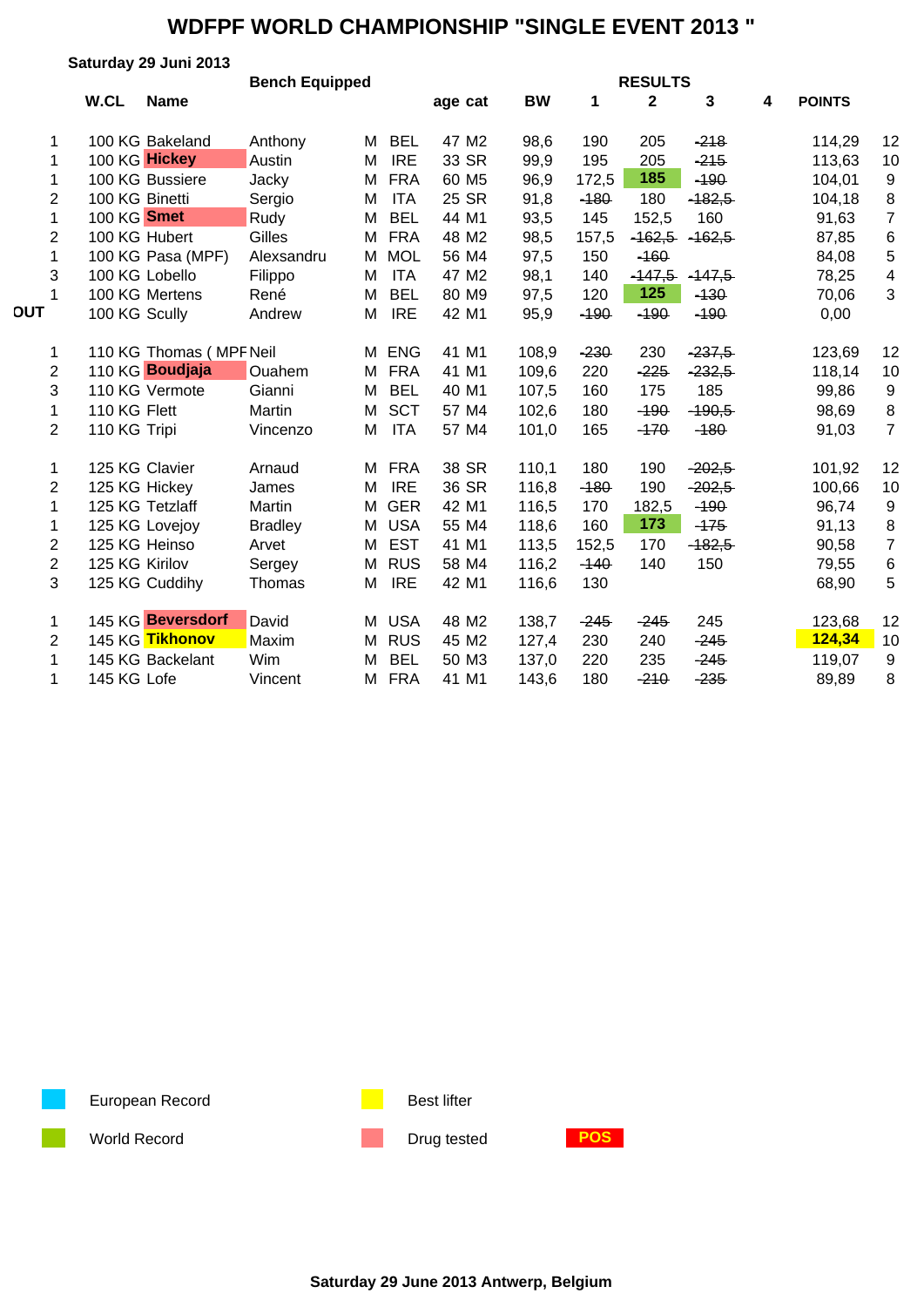# WDFPF WORLD CHAMPIONSHIP "SINGLE EVENT 2013 "

**Saturday 29 Juni 2013**

**Bench Equipped**

| | W.CL | Name | | | | age | cat | BW | 1 | 2 | 3 | 4 | POINTS | |
|---|---|---|---|---|---|---|---|---|---|---|---|---|---|---|
| 1 | 100 KG | Bakeland | Anthony | M | BEL | 47 | M2 | 98,6 | 190 | 205 | ~~218~~ | | 114,29 | 12 |
| 1 | 100 KG | **Hickey** | Austin | M | IRE | 33 | SR | 99,9 | 195 | 205 | ~~215~~ | | 113,63 | 10 |
| 1 | 100 KG | Bussiere | Jacky | M | FRA | 60 | M5 | 96,9 | 172,5 | **185** | ~~190~~ | | 104,01 | 9 |
| 2 | 100 KG | Binetti | Sergio | M | ITA | 25 | SR | 91,8 | ~~180~~ | 180 | ~~182,5~~ | | 104,18 | 8 |
| 1 | 100 KG | **Smet** | Rudy | M | BEL | 44 | M1 | 93,5 | 145 | 152,5 | 160 | | 91,63 | 7 |
| 2 | 100 KG | Hubert | Gilles | M | FRA | 48 | M2 | 98,5 | 157,5 | ~~162,5~~ | ~~162,5~~ | | 87,85 | 6 |
| 1 | 100 KG | Pasa (MPF) | Alexsandru | M | MOL | 56 | M4 | 97,5 | 150 | ~~160~~ | | | 84,08 | 5 |
| 3 | 100 KG | Lobello | Filippo | M | ITA | 47 | M2 | 98,1 | 140 | ~~147,5~~ | ~~147,5~~ | | 78,25 | 4 |
| 1 | 100 KG | Mertens | René | M | BEL | 80 | M9 | 97,5 | 120 | **125** | ~~130~~ | | 70,06 | 3 |
| OUT | 100 KG | Scully | Andrew | M | IRE | 42 | M1 | 95,9 | ~~190~~ | ~~190~~ | ~~190~~ | | 0,00 | |
| | | | | | | | | | | | | | | |
| 1 | 110 KG | Thomas ( MPF | Neil | M | ENG | 41 | M1 | 108,9 | ~~230~~ | 230 | ~~237,5~~ | | 123,69 | 12 |
| 2 | 110 KG | **Boudjaja** | Ouahem | M | FRA | 41 | M1 | 109,6 | 220 | ~~225~~ | ~~232,5~~ | | 118,14 | 10 |
| 3 | 110 KG | Vermote | Gianni | M | BEL | 40 | M1 | 107,5 | 160 | 175 | 185 | | 99,86 | 9 |
| 1 | 110 KG | Flett | Martin | M | SCT | 57 | M4 | 102,6 | 180 | ~~190~~ | ~~190,5~~ | | 98,69 | 8 |
| 2 | 110 KG | Tripi | Vincenzo | M | ITA | 57 | M4 | 101,0 | 165 | ~~170~~ | ~~180~~ | | 91,03 | 7 |
| | | | | | | | | | | | | | | |
| 1 | 125 KG | Clavier | Arnaud | M | FRA | 38 | SR | 110,1 | 180 | 190 | ~~202,5~~ | | 101,92 | 12 |
| 2 | 125 KG | Hickey | James | M | IRE | 36 | SR | 116,8 | ~~180~~ | 190 | ~~202,5~~ | | 100,66 | 10 |
| 1 | 125 KG | Tetzlaff | Martin | M | GER | 42 | M1 | 116,5 | 170 | 182,5 | ~~190~~ | | 96,74 | 9 |
| 1 | 125 KG | Lovejoy | Bradley | M | USA | 55 | M4 | 118,6 | 160 | **173** | ~~175~~ | | 91,13 | 8 |
| 2 | 125 KG | Heinso | Arvet | M | EST | 41 | M1 | 113,5 | 152,5 | 170 | ~~182,5~~ | | 90,58 | 7 |
| 2 | 125 KG | Kirilov | Sergey | M | RUS | 58 | M4 | 116,2 | ~~140~~ | 140 | 150 | | 79,55 | 6 |
| 3 | 125 KG | Cuddihy | Thomas | M | IRE | 42 | M1 | 116,6 | 130 | | | | 68,90 | 5 |
| | | | | | | | | | | | | | | |
| 1 | 145 KG | **Beversdorf** | David | M | USA | 48 | M2 | 138,7 | ~~245~~ | ~~245~~ | 245 | | 123,68 | 12 |
| 2 | 145 KG | **Tikhonov** | Maxim | M | RUS | 45 | M2 | 127,4 | 230 | 240 | ~~245~~ | | **124,34** | 10 |
| 1 | 145 KG | Backelant | Wim | M | BEL | 50 | M3 | 137,0 | 220 | 235 | ~~245~~ | | 119,07 | 9 |
| 1 | 145 KG | Lofe | Vincent | M | FRA | 41 | M1 | 143,6 | 180 | ~~210~~ | ~~235~~ | | 89,89 | 8 |

European Record

World Record

Best lifter

Drug tested

POS

**Saturday 29 June 2013 Antwerp, Belgium**